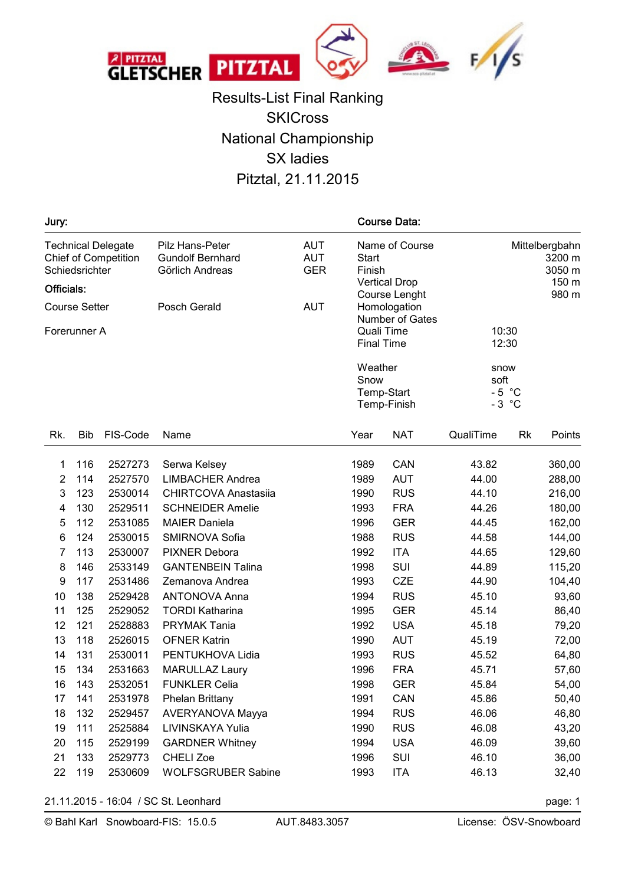# Results-List Final Ranking
## SKICross
## National Championship
## SX ladies
## Pitztal, 21.11.2015

**Jury:**

| | | |
|---|---|---|
| Technical Delegate | Pilz Hans-Peter | AUT |
| Chief of Competition | Gundolf Bernhard | AUT |
| Schiedsrichter | Görlich Andreas | GER |

**Officials:**

| | | |
|---|---|---|
| Course Setter | Posch Gerald | AUT |
| Forerunner A | | |

**Course Data:**

| | |
|---|---|
| Name of Course | Mittelbergbahn |
| Start | 3200 m |
| Finish | 3050 m |
| Vertical Drop | 150 m |
| Course Lenght | 980 m |
| Homologation | |
| Number of Gates | |
| Quali Time | 10:30 |
| Final Time | 12:30 |
| Weather | snow |
| Snow | soft |
| Temp-Start | - 5 °C |
| Temp-Finish | - 3 °C |

| Rk. | Bib | FIS-Code | Name | Year | NAT | QualiTime | Rk | Points |
|---|---|---|---|---|---|---|---|---|
| 1 | 116 | 2527273 | Serwa Kelsey | 1989 | CAN | 43.82 | | 360,00 |
| 2 | 114 | 2527570 | LIMBACHER Andrea | 1989 | AUT | 44.00 | | 288,00 |
| 3 | 123 | 2530014 | CHIRTCOVA Anastasiia | 1990 | RUS | 44.10 | | 216,00 |
| 4 | 130 | 2529511 | SCHNEIDER Amelie | 1993 | FRA | 44.26 | | 180,00 |
| 5 | 112 | 2531085 | MAIER Daniela | 1996 | GER | 44.45 | | 162,00 |
| 6 | 124 | 2530015 | SMIRNOVA Sofia | 1988 | RUS | 44.58 | | 144,00 |
| 7 | 113 | 2530007 | PIXNER Debora | 1992 | ITA | 44.65 | | 129,60 |
| 8 | 146 | 2533149 | GANTENBEIN Talina | 1998 | SUI | 44.89 | | 115,20 |
| 9 | 117 | 2531486 | Zemanova Andrea | 1993 | CZE | 44.90 | | 104,40 |
| 10 | 138 | 2529428 | ANTONOVA Anna | 1994 | RUS | 45.10 | | 93,60 |
| 11 | 125 | 2529052 | TORDI Katharina | 1995 | GER | 45.14 | | 86,40 |
| 12 | 121 | 2528883 | PRYMAK Tania | 1992 | USA | 45.18 | | 79,20 |
| 13 | 118 | 2526015 | OFNER Katrin | 1990 | AUT | 45.19 | | 72,00 |
| 14 | 131 | 2530011 | PENTUKHOVA Lidia | 1993 | RUS | 45.52 | | 64,80 |
| 15 | 134 | 2531663 | MARULLAZ Laury | 1996 | FRA | 45.71 | | 57,60 |
| 16 | 143 | 2532051 | FUNKLER Celia | 1998 | GER | 45.84 | | 54,00 |
| 17 | 141 | 2531978 | Phelan Brittany | 1991 | CAN | 45.86 | | 50,40 |
| 18 | 132 | 2529457 | AVERYANOVA Mayya | 1994 | RUS | 46.06 | | 46,80 |
| 19 | 111 | 2525884 | LIVINSKAYA Yulia | 1990 | RUS | 46.08 | | 43,20 |
| 20 | 115 | 2529199 | GARDNER Whitney | 1994 | USA | 46.09 | | 39,60 |
| 21 | 133 | 2529773 | CHELI Zoe | 1996 | SUI | 46.10 | | 36,00 |
| 22 | 119 | 2530609 | WOLFSGRUBER Sabine | 1993 | ITA | 46.13 | | 32,40 |

21.11.2015 - 16:04 / SC St. Leonhard

© Bahl Karl Snowboard-FIS: 15.0.5 AUT.8483.3057 License: ÖSV-Snowboard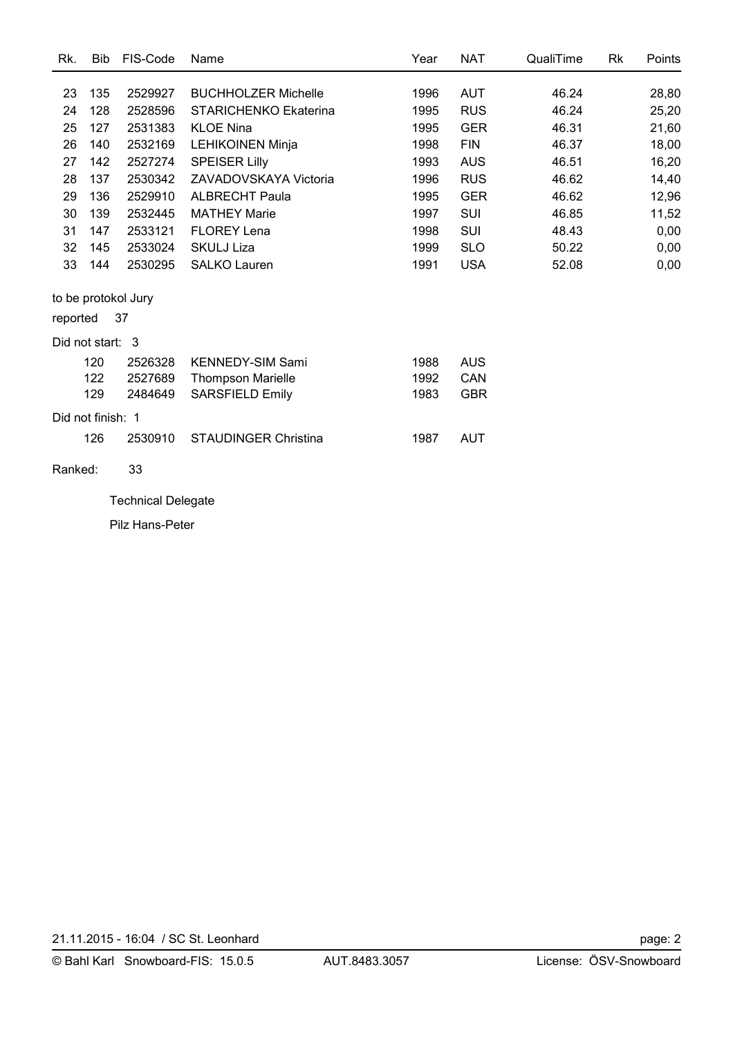| Rk. | Bib | FIS-Code | Name | Year | NAT | QualiTime | Rk | Points |
|---|---|---|---|---|---|---|---|---|
| 23 | 135 | 2529927 | BUCHHOLZER Michelle | 1996 | AUT | 46.24 | | 28,80 |
| 24 | 128 | 2528596 | STARICHENKO Ekaterina | 1995 | RUS | 46.24 | | 25,20 |
| 25 | 127 | 2531383 | KLOE Nina | 1995 | GER | 46.31 | | 21,60 |
| 26 | 140 | 2532169 | LEHIKOINEN Minja | 1998 | FIN | 46.37 | | 18,00 |
| 27 | 142 | 2527274 | SPEISER Lilly | 1993 | AUS | 46.51 | | 16,20 |
| 28 | 137 | 2530342 | ZAVADOVSKAYA Victoria | 1996 | RUS | 46.62 | | 14,40 |
| 29 | 136 | 2529910 | ALBRECHT Paula | 1995 | GER | 46.62 | | 12,96 |
| 30 | 139 | 2532445 | MATHEY Marie | 1997 | SUI | 46.85 | | 11,52 |
| 31 | 147 | 2533121 | FLOREY Lena | 1998 | SUI | 48.43 | | 0,00 |
| 32 | 145 | 2533024 | SKULJ Liza | 1999 | SLO | 50.22 | | 0,00 |
| 33 | 144 | 2530295 | SALKO Lauren | 1991 | USA | 52.08 | | 0,00 |

to be protokol Jury

reported 37

Did not start: 3

| Bib | FIS-Code | Name | Year | NAT |
|---|---|---|---|---|
| 120 | 2526328 | KENNEDY-SIM Sami | 1988 | AUS |
| 122 | 2527689 | Thompson Marielle | 1992 | CAN |
| 129 | 2484649 | SARSFIELD Emily | 1983 | GBR |

Did not finish: 1

| Bib | FIS-Code | Name | Year | NAT |
|---|---|---|---|---|
| 126 | 2530910 | STAUDINGER Christina | 1987 | AUT |

Ranked: 33

Technical Delegate

Pilz Hans-Peter

21.11.2015 - 16:04 / SC St. Leonhard

© Bahl Karl Snowboard-FIS: 15.0.5 AUT.8483.3057 License: ÖSV-Snowboard